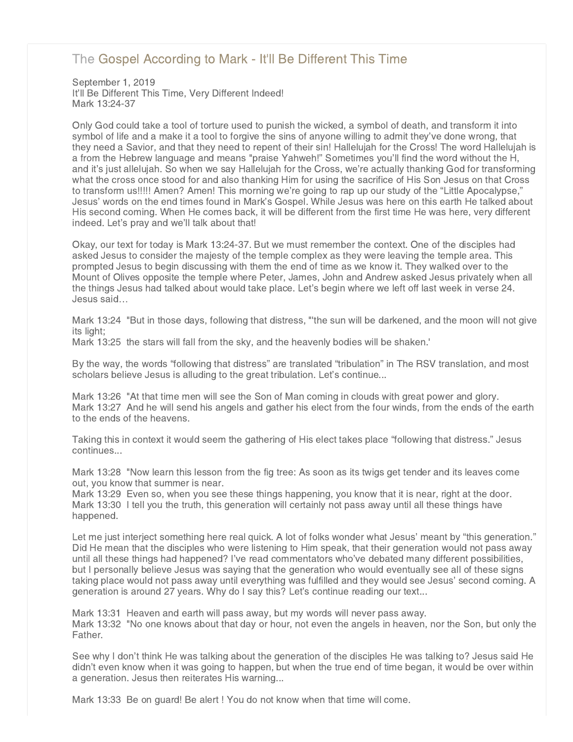# The Gospel According to Mark - It'll Be Different This Time

September 1, 2019
It'll Be Different This Time, Very Different Indeed!
Mark 13:24-37

Only God could take a tool of torture used to punish the wicked, a symbol of death, and transform it into symbol of life and a make it a tool to forgive the sins of anyone willing to admit they've done wrong, that they need a Savior, and that they need to repent of their sin! Hallelujah for the Cross! The word Hallelujah is a from the Hebrew language and means "praise Yahweh!" Sometimes you'll find the word without the H, and it's just allelujah. So when we say Hallelujah for the Cross, we're actually thanking God for transforming what the cross once stood for and also thanking Him for using the sacrifice of His Son Jesus on that Cross to transform us!!!!! Amen? Amen! This morning we're going to rap up our study of the "Little Apocalypse," Jesus' words on the end times found in Mark's Gospel. While Jesus was here on this earth He talked about His second coming. When He comes back, it will be different from the first time He was here, very different indeed. Let's pray and we'll talk about that!

Okay, our text for today is Mark 13:24-37. But we must remember the context. One of the disciples had asked Jesus to consider the majesty of the temple complex as they were leaving the temple area. This prompted Jesus to begin discussing with them the end of time as we know it. They walked over to the Mount of Olives opposite the temple where Peter, James, John and Andrew asked Jesus privately when all the things Jesus had talked about would take place. Let's begin where we left off last week in verse 24. Jesus said…

Mark 13:24 "But in those days, following that distress, "'the sun will be darkened, and the moon will not give its light;
Mark 13:25 the stars will fall from the sky, and the heavenly bodies will be shaken.'

By the way, the words "following that distress" are translated "tribulation" in The RSV translation, and most scholars believe Jesus is alluding to the great tribulation. Let's continue...

Mark 13:26 "At that time men will see the Son of Man coming in clouds with great power and glory.
Mark 13:27 And he will send his angels and gather his elect from the four winds, from the ends of the earth to the ends of the heavens.

Taking this in context it would seem the gathering of His elect takes place "following that distress." Jesus continues...

Mark 13:28 "Now learn this lesson from the fig tree: As soon as its twigs get tender and its leaves come out, you know that summer is near.
Mark 13:29 Even so, when you see these things happening, you know that it is near, right at the door.
Mark 13:30 I tell you the truth, this generation will certainly not pass away until all these things have happened.

Let me just interject something here real quick. A lot of folks wonder what Jesus' meant by "this generation." Did He mean that the disciples who were listening to Him speak, that their generation would not pass away until all these things had happened? I've read commentators who've debated many different possibilities, but I personally believe Jesus was saying that the generation who would eventually see all of these signs taking place would not pass away until everything was fulfilled and they would see Jesus' second coming. A generation is around 27 years. Why do I say this? Let's continue reading our text...

Mark 13:31 Heaven and earth will pass away, but my words will never pass away.
Mark 13:32 "No one knows about that day or hour, not even the angels in heaven, nor the Son, but only the Father.

See why I don't think He was talking about the generation of the disciples He was talking to? Jesus said He didn't even know when it was going to happen, but when the true end of time began, it would be over within a generation. Jesus then reiterates His warning...

Mark 13:33 Be on guard! Be alert ! You do not know when that time will come.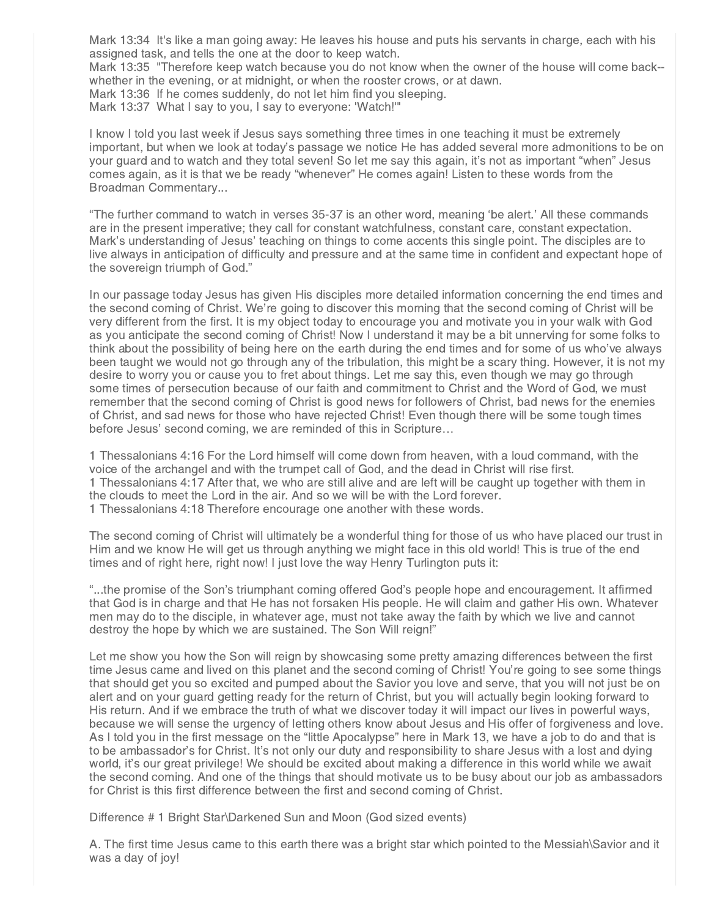Mark 13:34 It's like a man going away: He leaves his house and puts his servants in charge, each with his assigned task, and tells the one at the door to keep watch.
Mark 13:35 "Therefore keep watch because you do not know when the owner of the house will come back--whether in the evening, or at midnight, or when the rooster crows, or at dawn.
Mark 13:36 If he comes suddenly, do not let him find you sleeping.
Mark 13:37 What I say to you, I say to everyone: 'Watch!'"

I know I told you last week if Jesus says something three times in one teaching it must be extremely important, but when we look at today's passage we notice He has added several more admonitions to be on your guard and to watch and they total seven! So let me say this again, it's not as important "when" Jesus comes again, as it is that we be ready "whenever" He comes again! Listen to these words from the Broadman Commentary...

"The further command to watch in verses 35-37 is an other word, meaning 'be alert.' All these commands are in the present imperative; they call for constant watchfulness, constant care, constant expectation. Mark's understanding of Jesus' teaching on things to come accents this single point. The disciples are to live always in anticipation of difficulty and pressure and at the same time in confident and expectant hope of the sovereign triumph of God."

In our passage today Jesus has given His disciples more detailed information concerning the end times and the second coming of Christ. We're going to discover this morning that the second coming of Christ will be very different from the first. It is my object today to encourage you and motivate you in your walk with God as you anticipate the second coming of Christ! Now I understand it may be a bit unnerving for some folks to think about the possibility of being here on the earth during the end times and for some of us who've always been taught we would not go through any of the tribulation, this might be a scary thing. However, it is not my desire to worry you or cause you to fret about things. Let me say this, even though we may go through some times of persecution because of our faith and commitment to Christ and the Word of God, we must remember that the second coming of Christ is good news for followers of Christ, bad news for the enemies of Christ, and sad news for those who have rejected Christ! Even though there will be some tough times before Jesus' second coming, we are reminded of this in Scripture…

1 Thessalonians 4:16 For the Lord himself will come down from heaven, with a loud command, with the voice of the archangel and with the trumpet call of God, and the dead in Christ will rise first.
1 Thessalonians 4:17 After that, we who are still alive and are left will be caught up together with them in the clouds to meet the Lord in the air. And so we will be with the Lord forever.
1 Thessalonians 4:18 Therefore encourage one another with these words.

The second coming of Christ will ultimately be a wonderful thing for those of us who have placed our trust in Him and we know He will get us through anything we might face in this old world! This is true of the end times and of right here, right now! I just love the way Henry Turlington puts it:

"...the promise of the Son's triumphant coming offered God's people hope and encouragement. It affirmed that God is in charge and that He has not forsaken His people. He will claim and gather His own. Whatever men may do to the disciple, in whatever age, must not take away the faith by which we live and cannot destroy the hope by which we are sustained. The Son Will reign!"

Let me show you how the Son will reign by showcasing some pretty amazing differences between the first time Jesus came and lived on this planet and the second coming of Christ! You're going to see some things that should get you so excited and pumped about the Savior you love and serve, that you will not just be on alert and on your guard getting ready for the return of Christ, but you will actually begin looking forward to His return. And if we embrace the truth of what we discover today it will impact our lives in powerful ways, because we will sense the urgency of letting others know about Jesus and His offer of forgiveness and love. As I told you in the first message on the "little Apocalypse" here in Mark 13, we have a job to do and that is to be ambassador's for Christ. It's not only our duty and responsibility to share Jesus with a lost and dying world, it's our great privilege! We should be excited about making a difference in this world while we await the second coming. And one of the things that should motivate us to be busy about our job as ambassadors for Christ is this first difference between the first and second coming of Christ.

Difference # 1 Bright Star\Darkened Sun and Moon (God sized events)

A. The first time Jesus came to this earth there was a bright star which pointed to the Messiah\Savior and it was a day of joy!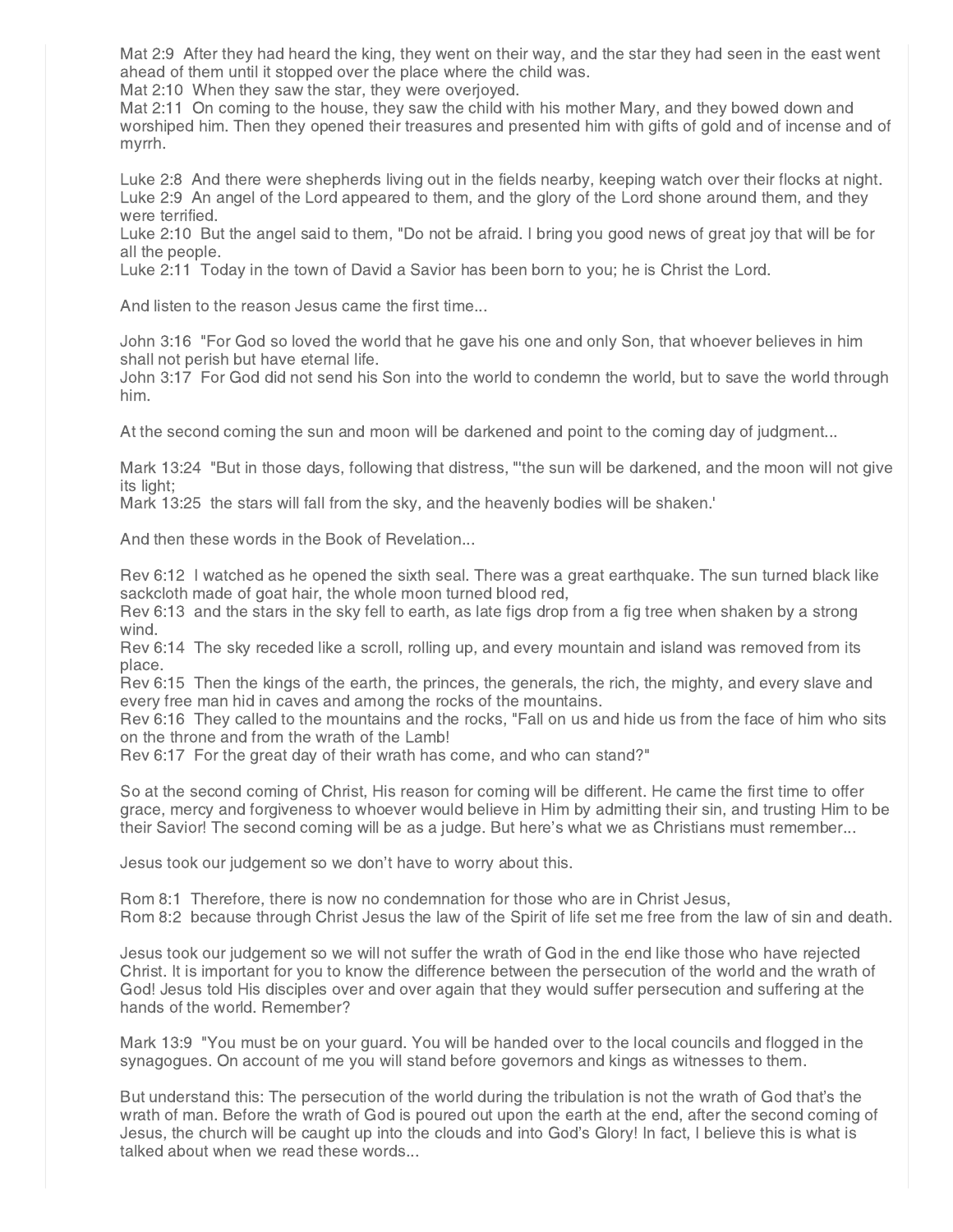Mat 2:9 After they had heard the king, they went on their way, and the star they had seen in the east went ahead of them until it stopped over the place where the child was.
Mat 2:10 When they saw the star, they were overjoyed.
Mat 2:11 On coming to the house, they saw the child with his mother Mary, and they bowed down and worshiped him. Then they opened their treasures and presented him with gifts of gold and of incense and of myrrh.

Luke 2:8 And there were shepherds living out in the fields nearby, keeping watch over their flocks at night.
Luke 2:9 An angel of the Lord appeared to them, and the glory of the Lord shone around them, and they were terrified.
Luke 2:10 But the angel said to them, "Do not be afraid. I bring you good news of great joy that will be for all the people.
Luke 2:11 Today in the town of David a Savior has been born to you; he is Christ the Lord.

And listen to the reason Jesus came the first time...

John 3:16 "For God so loved the world that he gave his one and only Son, that whoever believes in him shall not perish but have eternal life.
John 3:17 For God did not send his Son into the world to condemn the world, but to save the world through him.

At the second coming the sun and moon will be darkened and point to the coming day of judgment...

Mark 13:24 "But in those days, following that distress, "'the sun will be darkened, and the moon will not give its light;
Mark 13:25 the stars will fall from the sky, and the heavenly bodies will be shaken.'

And then these words in the Book of Revelation...

Rev 6:12 I watched as he opened the sixth seal. There was a great earthquake. The sun turned black like sackcloth made of goat hair, the whole moon turned blood red,
Rev 6:13 and the stars in the sky fell to earth, as late figs drop from a fig tree when shaken by a strong wind.
Rev 6:14 The sky receded like a scroll, rolling up, and every mountain and island was removed from its place.
Rev 6:15 Then the kings of the earth, the princes, the generals, the rich, the mighty, and every slave and every free man hid in caves and among the rocks of the mountains.
Rev 6:16 They called to the mountains and the rocks, "Fall on us and hide us from the face of him who sits on the throne and from the wrath of the Lamb!
Rev 6:17 For the great day of their wrath has come, and who can stand?"

So at the second coming of Christ, His reason for coming will be different. He came the first time to offer grace, mercy and forgiveness to whoever would believe in Him by admitting their sin, and trusting Him to be their Savior! The second coming will be as a judge. But here's what we as Christians must remember...

Jesus took our judgement so we don't have to worry about this.

Rom 8:1 Therefore, there is now no condemnation for those who are in Christ Jesus,
Rom 8:2 because through Christ Jesus the law of the Spirit of life set me free from the law of sin and death.

Jesus took our judgement so we will not suffer the wrath of God in the end like those who have rejected Christ. It is important for you to know the difference between the persecution of the world and the wrath of God! Jesus told His disciples over and over again that they would suffer persecution and suffering at the hands of the world. Remember?

Mark 13:9 "You must be on your guard. You will be handed over to the local councils and flogged in the synagogues. On account of me you will stand before governors and kings as witnesses to them.

But understand this: The persecution of the world during the tribulation is not the wrath of God that's the wrath of man. Before the wrath of God is poured out upon the earth at the end, after the second coming of Jesus, the church will be caught up into the clouds and into God's Glory! In fact, I believe this is what is talked about when we read these words...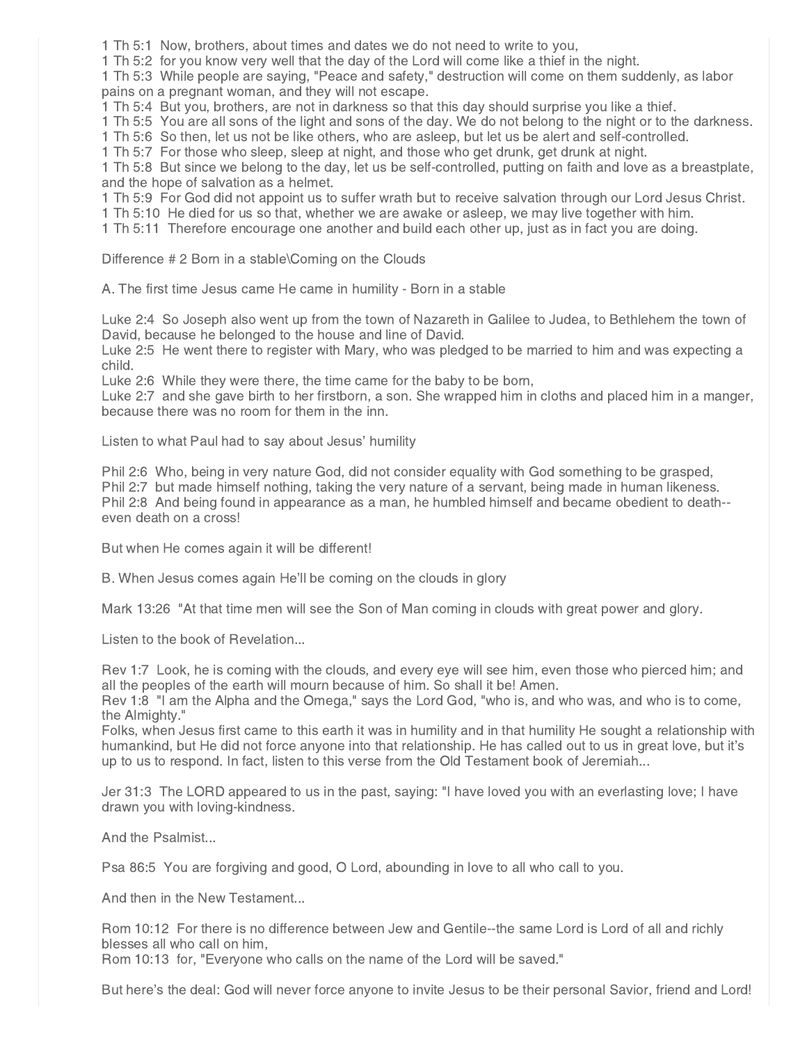1 Th 5:1 Now, brothers, about times and dates we do not need to write to you,
1 Th 5:2 for you know very well that the day of the Lord will come like a thief in the night.
1 Th 5:3 While people are saying, "Peace and safety," destruction will come on them suddenly, as labor pains on a pregnant woman, and they will not escape.
1 Th 5:4 But you, brothers, are not in darkness so that this day should surprise you like a thief.
1 Th 5:5 You are all sons of the light and sons of the day. We do not belong to the night or to the darkness.
1 Th 5:6 So then, let us not be like others, who are asleep, but let us be alert and self-controlled.
1 Th 5:7 For those who sleep, sleep at night, and those who get drunk, get drunk at night.
1 Th 5:8 But since we belong to the day, let us be self-controlled, putting on faith and love as a breastplate, and the hope of salvation as a helmet.
1 Th 5:9 For God did not appoint us to suffer wrath but to receive salvation through our Lord Jesus Christ.
1 Th 5:10 He died for us so that, whether we are awake or asleep, we may live together with him.
1 Th 5:11 Therefore encourage one another and build each other up, just as in fact you are doing.

Difference # 2 Born in a stable\Coming on the Clouds

A. The first time Jesus came He came in humility - Born in a stable

Luke 2:4 So Joseph also went up from the town of Nazareth in Galilee to Judea, to Bethlehem the town of David, because he belonged to the house and line of David.
Luke 2:5 He went there to register with Mary, who was pledged to be married to him and was expecting a child.
Luke 2:6 While they were there, the time came for the baby to be born,
Luke 2:7 and she gave birth to her firstborn, a son. She wrapped him in cloths and placed him in a manger, because there was no room for them in the inn.

Listen to what Paul had to say about Jesus' humility

Phil 2:6 Who, being in very nature God, did not consider equality with God something to be grasped,
Phil 2:7 but made himself nothing, taking the very nature of a servant, being made in human likeness.
Phil 2:8 And being found in appearance as a man, he humbled himself and became obedient to death--even death on a cross!

But when He comes again it will be different!

B. When Jesus comes again He'll be coming on the clouds in glory

Mark 13:26 "At that time men will see the Son of Man coming in clouds with great power and glory.

Listen to the book of Revelation...

Rev 1:7 Look, he is coming with the clouds, and every eye will see him, even those who pierced him; and all the peoples of the earth will mourn because of him. So shall it be! Amen.
Rev 1:8 "I am the Alpha and the Omega," says the Lord God, "who is, and who was, and who is to come, the Almighty."
Folks, when Jesus first came to this earth it was in humility and in that humility He sought a relationship with humankind, but He did not force anyone into that relationship. He has called out to us in great love, but it's up to us to respond. In fact, listen to this verse from the Old Testament book of Jeremiah...

Jer 31:3 The LORD appeared to us in the past, saying: "I have loved you with an everlasting love; I have drawn you with loving-kindness.

And the Psalmist...

Psa 86:5 You are forgiving and good, O Lord, abounding in love to all who call to you.

And then in the New Testament...

Rom 10:12 For there is no difference between Jew and Gentile--the same Lord is Lord of all and richly blesses all who call on him,
Rom 10:13 for, "Everyone who calls on the name of the Lord will be saved."

But here's the deal: God will never force anyone to invite Jesus to be their personal Savior, friend and Lord!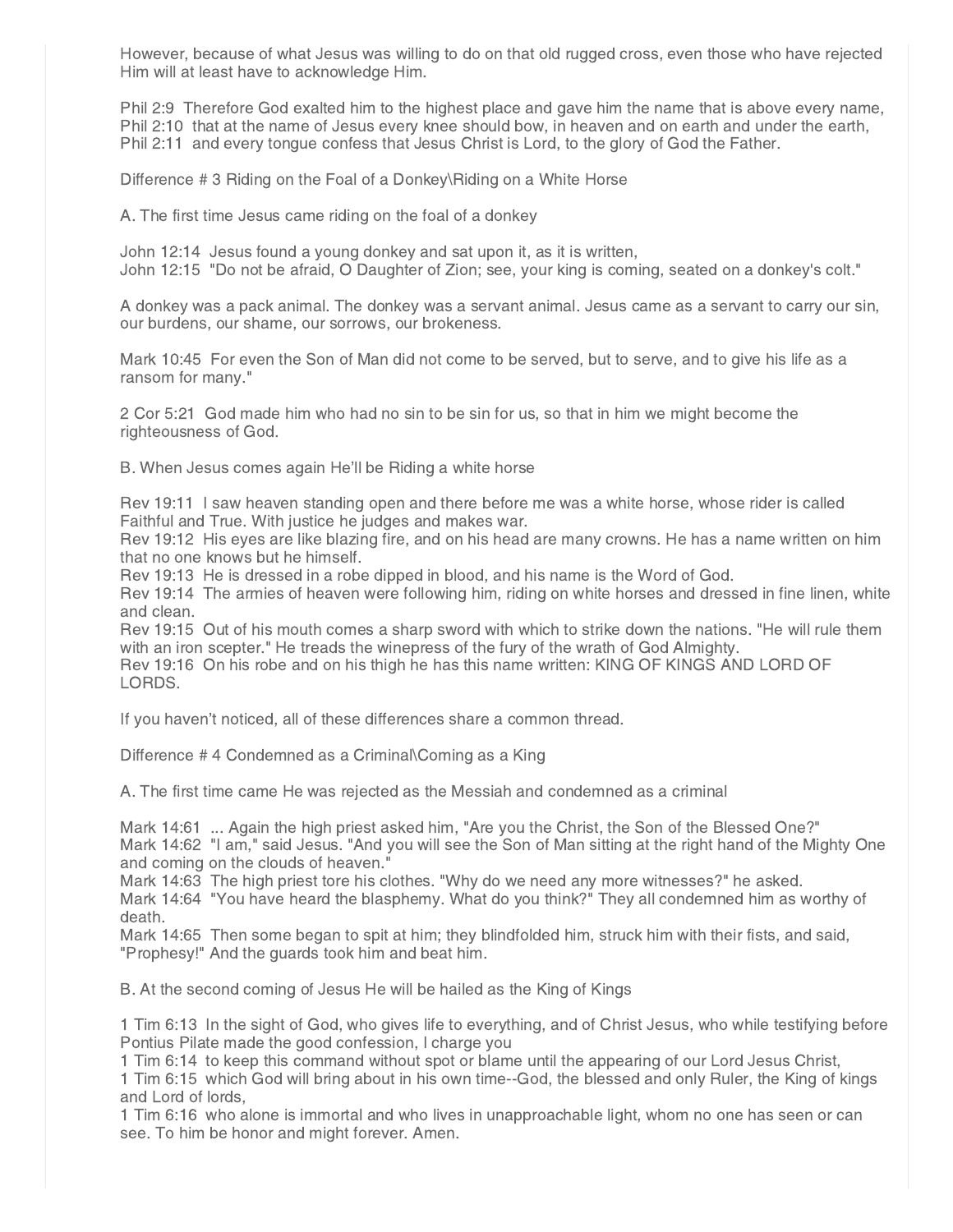However, because of what Jesus was willing to do on that old rugged cross, even those who have rejected Him will at least have to acknowledge Him.

Phil 2:9 Therefore God exalted him to the highest place and gave him the name that is above every name,
Phil 2:10 that at the name of Jesus every knee should bow, in heaven and on earth and under the earth,
Phil 2:11 and every tongue confess that Jesus Christ is Lord, to the glory of God the Father.

Difference # 3 Riding on the Foal of a Donkey\Riding on a White Horse

A. The first time Jesus came riding on the foal of a donkey

John 12:14 Jesus found a young donkey and sat upon it, as it is written,
John 12:15 "Do not be afraid, O Daughter of Zion; see, your king is coming, seated on a donkey's colt."

A donkey was a pack animal. The donkey was a servant animal. Jesus came as a servant to carry our sin, our burdens, our shame, our sorrows, our brokeness.

Mark 10:45 For even the Son of Man did not come to be served, but to serve, and to give his life as a ransom for many."

2 Cor 5:21 God made him who had no sin to be sin for us, so that in him we might become the righteousness of God.

B. When Jesus comes again He'll be Riding a white horse

Rev 19:11 I saw heaven standing open and there before me was a white horse, whose rider is called Faithful and True. With justice he judges and makes war.
Rev 19:12 His eyes are like blazing fire, and on his head are many crowns. He has a name written on him that no one knows but he himself.
Rev 19:13 He is dressed in a robe dipped in blood, and his name is the Word of God.
Rev 19:14 The armies of heaven were following him, riding on white horses and dressed in fine linen, white and clean.
Rev 19:15 Out of his mouth comes a sharp sword with which to strike down the nations. "He will rule them with an iron scepter." He treads the winepress of the fury of the wrath of God Almighty.
Rev 19:16 On his robe and on his thigh he has this name written: KING OF KINGS AND LORD OF LORDS.

If you haven't noticed, all of these differences share a common thread.

Difference # 4 Condemned as a Criminal\Coming as a King

A. The first time came He was rejected as the Messiah and condemned as a criminal

Mark 14:61 ... Again the high priest asked him, "Are you the Christ, the Son of the Blessed One?"
Mark 14:62 "I am," said Jesus. "And you will see the Son of Man sitting at the right hand of the Mighty One and coming on the clouds of heaven."
Mark 14:63 The high priest tore his clothes. "Why do we need any more witnesses?" he asked.
Mark 14:64 "You have heard the blasphemy. What do you think?" They all condemned him as worthy of death.
Mark 14:65 Then some began to spit at him; they blindfolded him, struck him with their fists, and said, "Prophesy!" And the guards took him and beat him.

B. At the second coming of Jesus He will be hailed as the King of Kings

1 Tim 6:13 In the sight of God, who gives life to everything, and of Christ Jesus, who while testifying before Pontius Pilate made the good confession, I charge you
1 Tim 6:14 to keep this command without spot or blame until the appearing of our Lord Jesus Christ,
1 Tim 6:15 which God will bring about in his own time--God, the blessed and only Ruler, the King of kings and Lord of lords,
1 Tim 6:16 who alone is immortal and who lives in unapproachable light, whom no one has seen or can see. To him be honor and might forever. Amen.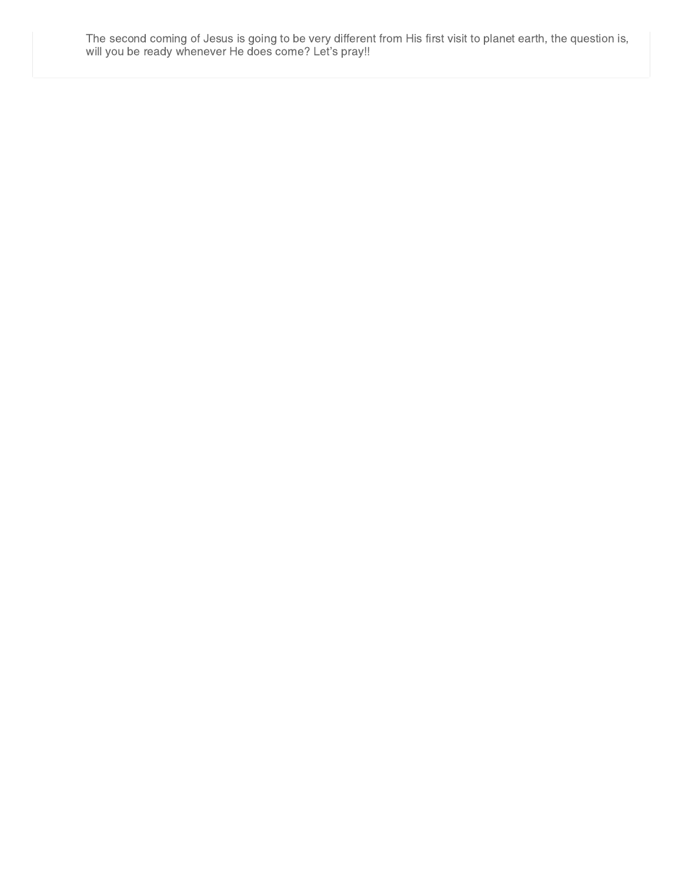The second coming of Jesus is going to be very different from His first visit to planet earth, the question is, will you be ready whenever He does come? Let's pray!!